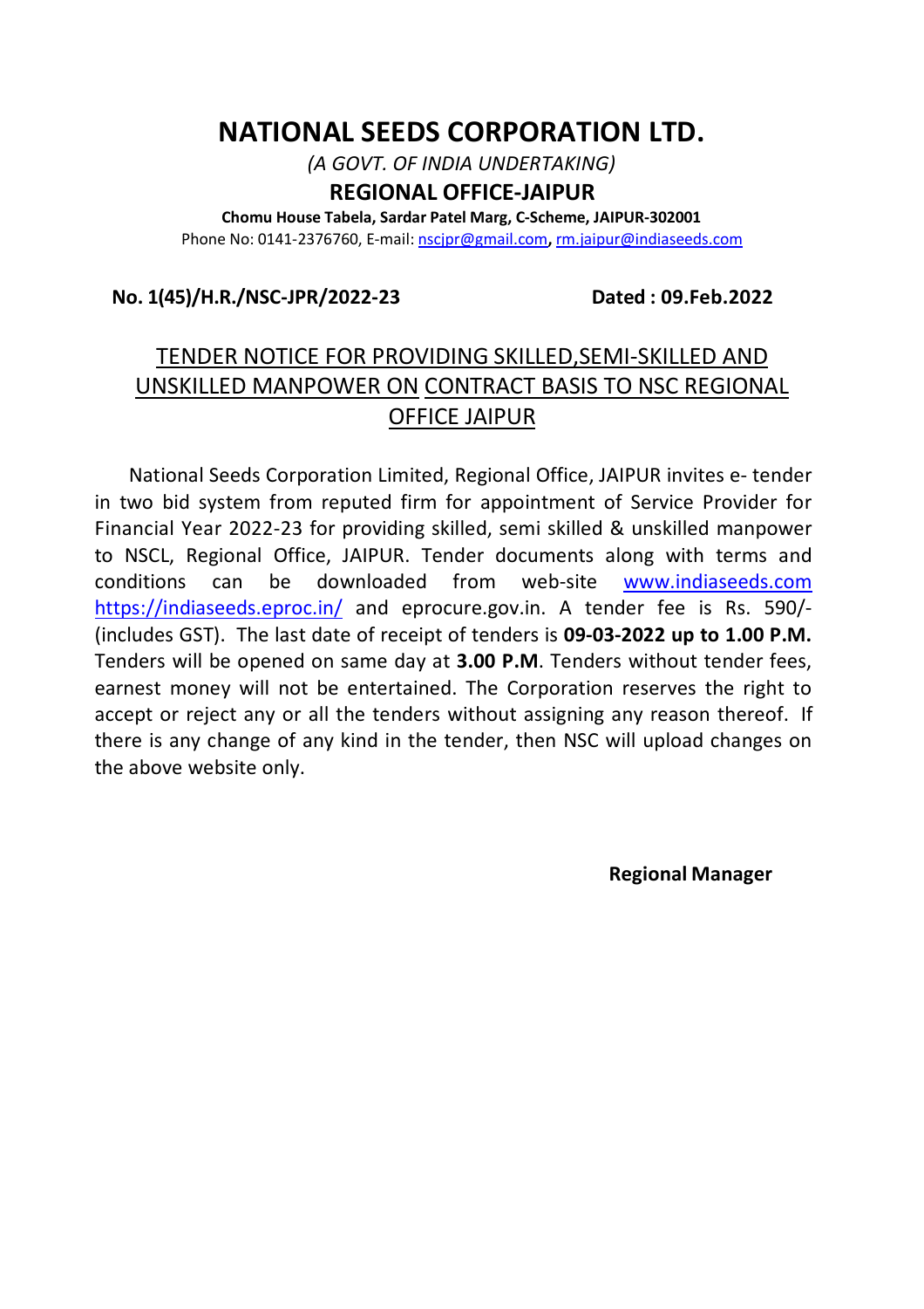# NATIONAL SEEDS CORPORATION LTD.

*(A GOVT. OF INDIA UNDERTAKING)*

## REGIONAL OFFICE-JAIPUR

**Chomu House Tabela, Sardar Patel Marg, C-Scheme, JAIPUR-302001**

Phone No: 0141-2376760, E-mail: nscjpr@gmail.com, rm.jaipur@indiaseeds.com

**No. 1(45)/H.R./NSC-JPR/2022-23** **Dated : 09.Feb.2022**

## TENDER NOTICE FOR PROVIDING SKILLED,SEMI-SKILLED AND UNSKILLED MANPOWER ON CONTRACT BASIS TO NSC REGIONAL OFFICE JAIPUR

National Seeds Corporation Limited, Regional Office, JAIPUR invites e- tender in two bid system from reputed firm for appointment of Service Provider for Financial Year 2022-23 for providing skilled, semi skilled & unskilled manpower to NSCL, Regional Office, JAIPUR. Tender documents along with terms and conditions can be downloaded from web-site www.indiaseeds.com https://indiaseeds.eproc.in/ and eprocure.gov.in. A tender fee is Rs. 590/- (includes GST). The last date of receipt of tenders is **09-03-2022 up to 1.00 P.M.** Tenders will be opened on same day at **3.00 P.M**. Tenders without tender fees, earnest money will not be entertained. The Corporation reserves the right to accept or reject any or all the tenders without assigning any reason thereof. If there is any change of any kind in the tender, then NSC will upload changes on the above website only.

**Regional Manager**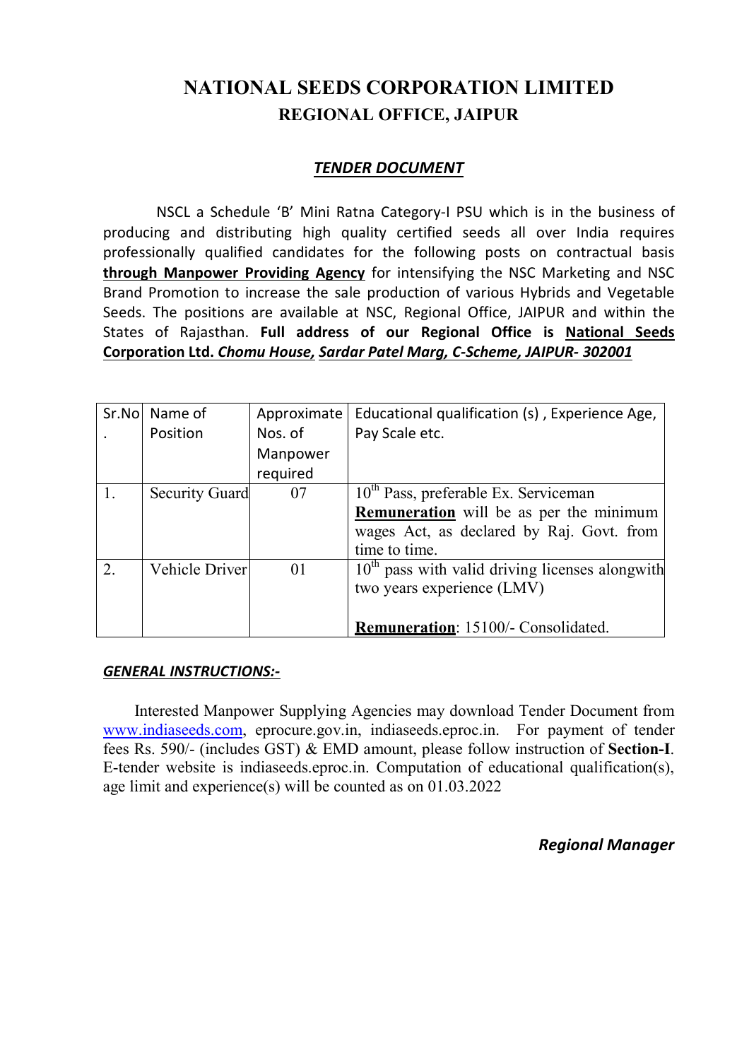# NATIONAL SEEDS CORPORATION LIMITED

## REGIONAL OFFICE, JAIPUR

### ***TENDER DOCUMENT***

NSCL a Schedule 'B' Mini Ratna Category-I PSU which is in the business of producing and distributing high quality certified seeds all over India requires professionally qualified candidates for the following posts on contractual basis **through Manpower Providing Agency** for intensifying the NSC Marketing and NSC Brand Promotion to increase the sale production of various Hybrids and Vegetable Seeds. The positions are available at NSC, Regional Office, JAIPUR and within the States of Rajasthan. **Full address of our Regional Office is National Seeds Corporation Ltd. *Chomu House, Sardar Patel Marg, C-Scheme, JAIPUR- 302001***

| Sr.No. | Name of Position | Approximate Nos. of Manpower required | Educational qualification (s) , Experience Age, Pay Scale etc. |
|---|---|---|---|
| 1. | Security Guard | 07 | 10th Pass, preferable Ex. Serviceman **Remuneration** will be as per the minimum wages Act, as declared by Raj. Govt. from time to time. |
| 2. | Vehicle Driver | 01 | 10th pass with valid driving licenses alongwith two years experience (LMV) **Remuneration**: 15100/- Consolidated. |

***GENERAL INSTRUCTIONS:-***

Interested Manpower Supplying Agencies may download Tender Document from www.indiaseeds.com, eprocure.gov.in, indiaseeds.eproc.in. For payment of tender fees Rs. 590/- (includes GST) & EMD amount, please follow instruction of **Section-I**. E-tender website is indiaseeds.eproc.in. Computation of educational qualification(s), age limit and experience(s) will be counted as on 01.03.2022

***Regional Manager***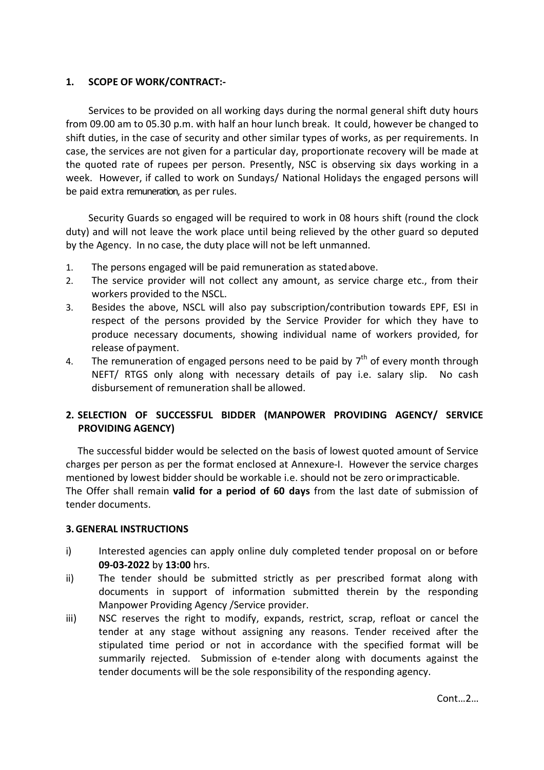**1. SCOPE OF WORK/CONTRACT:-**

Services to be provided on all working days during the normal general shift duty hours from 09.00 am to 05.30 p.m. with half an hour lunch break. It could, however be changed to shift duties, in the case of security and other similar types of works, as per requirements. In case, the services are not given for a particular day, proportionate recovery will be made at the quoted rate of rupees per person. Presently, NSC is observing six days working in a week. However, if called to work on Sundays/ National Holidays the engaged persons will be paid extra remuneration, as per rules.

Security Guards so engaged will be required to work in 08 hours shift (round the clock duty) and will not leave the work place until being relieved by the other guard so deputed by the Agency. In no case, the duty place will not be left unmanned.

1. The persons engaged will be paid remuneration as stated above.
2. The service provider will not collect any amount, as service charge etc., from their workers provided to the NSCL.
3. Besides the above, NSCL will also pay subscription/contribution towards EPF, ESI in respect of the persons provided by the Service Provider for which they have to produce necessary documents, showing individual name of workers provided, for release of payment.
4. The remuneration of engaged persons need to be paid by 7th of every month through NEFT/ RTGS only along with necessary details of pay i.e. salary slip. No cash disbursement of remuneration shall be allowed.

**2. SELECTION OF SUCCESSFUL BIDDER (MANPOWER PROVIDING AGENCY/ SERVICE PROVIDING AGENCY)**

The successful bidder would be selected on the basis of lowest quoted amount of Service charges per person as per the format enclosed at Annexure-I. However the service charges mentioned by lowest bidder should be workable i.e. should not be zero or impracticable.
The Offer shall remain **valid for a period of 60 days** from the last date of submission of tender documents.

**3. GENERAL INSTRUCTIONS**

i) Interested agencies can apply online duly completed tender proposal on or before **09-03-2022** by **13:00** hrs.

ii) The tender should be submitted strictly as per prescribed format along with documents in support of information submitted therein by the responding Manpower Providing Agency /Service provider.

iii) NSC reserves the right to modify, expands, restrict, scrap, refloat or cancel the tender at any stage without assigning any reasons. Tender received after the stipulated time period or not in accordance with the specified format will be summarily rejected. Submission of e-tender along with documents against the tender documents will be the sole responsibility of the responding agency.

Cont…2…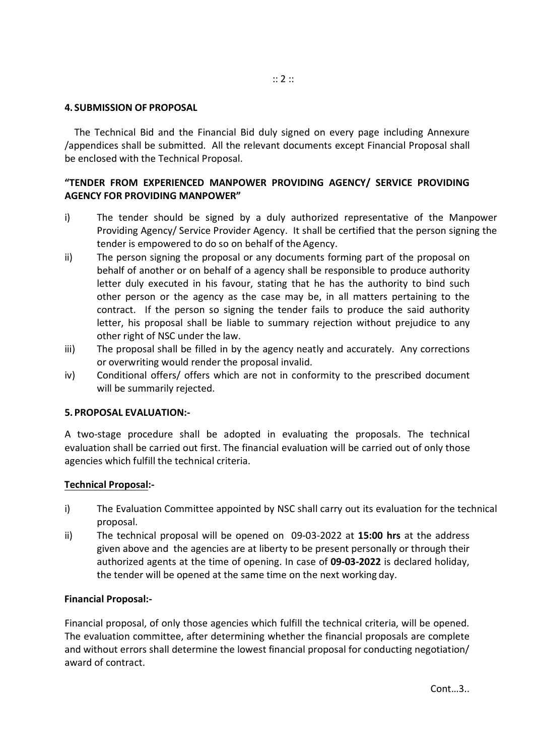## 4. SUBMISSION OF PROPOSAL

The Technical Bid and the Financial Bid duly signed on every page including Annexure /appendices shall be submitted. All the relevant documents except Financial Proposal shall be enclosed with the Technical Proposal.

**"TENDER FROM EXPERIENCED MANPOWER PROVIDING AGENCY/ SERVICE PROVIDING AGENCY FOR PROVIDING MANPOWER"**

i) The tender should be signed by a duly authorized representative of the Manpower Providing Agency/ Service Provider Agency. It shall be certified that the person signing the tender is empowered to do so on behalf of the Agency.

ii) The person signing the proposal or any documents forming part of the proposal on behalf of another or on behalf of a agency shall be responsible to produce authority letter duly executed in his favour, stating that he has the authority to bind such other person or the agency as the case may be, in all matters pertaining to the contract. If the person so signing the tender fails to produce the said authority letter, his proposal shall be liable to summary rejection without prejudice to any other right of NSC under the law.

iii) The proposal shall be filled in by the agency neatly and accurately. Any corrections or overwriting would render the proposal invalid.

iv) Conditional offers/ offers which are not in conformity to the prescribed document will be summarily rejected.

## 5. PROPOSAL EVALUATION:-

A two-stage procedure shall be adopted in evaluating the proposals. The technical evaluation shall be carried out first. The financial evaluation will be carried out of only those agencies which fulfill the technical criteria.

### Technical Proposal:-

i) The Evaluation Committee appointed by NSC shall carry out its evaluation for the technical proposal.

ii) The technical proposal will be opened on 09-03-2022 at **15:00 hrs** at the address given above and the agencies are at liberty to be present personally or through their authorized agents at the time of opening. In case of **09-03-2022** is declared holiday, the tender will be opened at the same time on the next working day.

### Financial Proposal:-

Financial proposal, of only those agencies which fulfill the technical criteria, will be opened. The evaluation committee, after determining whether the financial proposals are complete and without errors shall determine the lowest financial proposal for conducting negotiation/ award of contract.

Cont…3..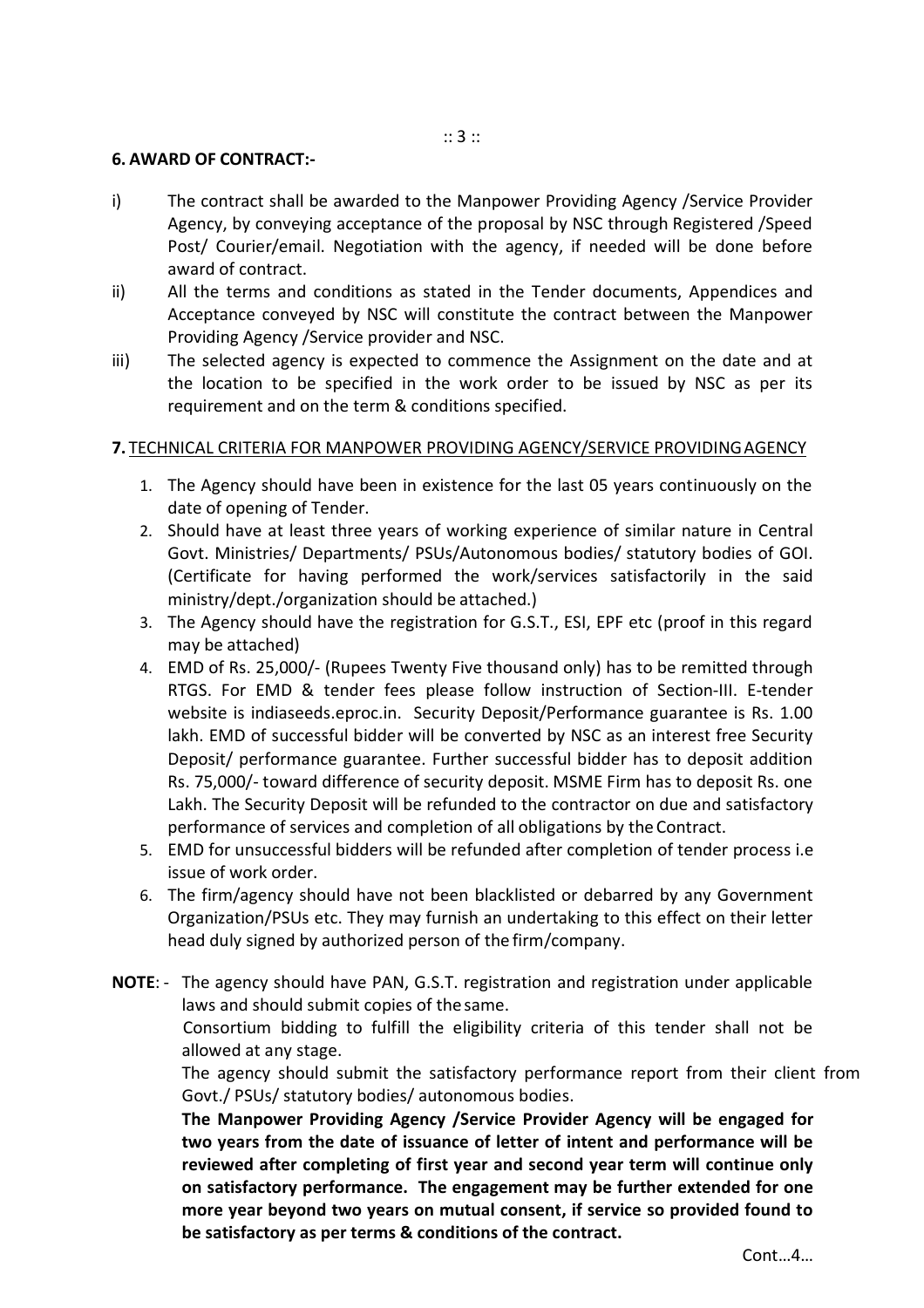**6. AWARD OF CONTRACT:-**

i) The contract shall be awarded to the Manpower Providing Agency /Service Provider Agency, by conveying acceptance of the proposal by NSC through Registered /Speed Post/ Courier/email. Negotiation with the agency, if needed will be done before award of contract.

ii) All the terms and conditions as stated in the Tender documents, Appendices and Acceptance conveyed by NSC will constitute the contract between the Manpower Providing Agency /Service provider and NSC.

iii) The selected agency is expected to commence the Assignment on the date and at the location to be specified in the work order to be issued by NSC as per its requirement and on the term & conditions specified.

**7.** TECHNICAL CRITERIA FOR MANPOWER PROVIDING AGENCY/SERVICE PROVIDING AGENCY

1. The Agency should have been in existence for the last 05 years continuously on the date of opening of Tender.
2. Should have at least three years of working experience of similar nature in Central Govt. Ministries/ Departments/ PSUs/Autonomous bodies/ statutory bodies of GOI. (Certificate for having performed the work/services satisfactorily in the said ministry/dept./organization should be attached.)
3. The Agency should have the registration for G.S.T., ESI, EPF etc (proof in this regard may be attached)
4. EMD of Rs. 25,000/- (Rupees Twenty Five thousand only) has to be remitted through RTGS. For EMD & tender fees please follow instruction of Section-III. E-tender website is indiaseeds.eproc.in. Security Deposit/Performance guarantee is Rs. 1.00 lakh. EMD of successful bidder will be converted by NSC as an interest free Security Deposit/ performance guarantee. Further successful bidder has to deposit addition Rs. 75,000/- toward difference of security deposit. MSME Firm has to deposit Rs. one Lakh. The Security Deposit will be refunded to the contractor on due and satisfactory performance of services and completion of all obligations by the Contract.
5. EMD for unsuccessful bidders will be refunded after completion of tender process i.e issue of work order.
6. The firm/agency should have not been blacklisted or debarred by any Government Organization/PSUs etc. They may furnish an undertaking to this effect on their letter head duly signed by authorized person of the firm/company.

**NOTE**: - The agency should have PAN, G.S.T. registration and registration under applicable laws and should submit copies of the same.

Consortium bidding to fulfill the eligibility criteria of this tender shall not be allowed at any stage.

The agency should submit the satisfactory performance report from their client from Govt./ PSUs/ statutory bodies/ autonomous bodies.

**The Manpower Providing Agency /Service Provider Agency will be engaged for two years from the date of issuance of letter of intent and performance will be reviewed after completing of first year and second year term will continue only on satisfactory performance. The engagement may be further extended for one more year beyond two years on mutual consent, if service so provided found to be satisfactory as per terms & conditions of the contract.**

Cont…4…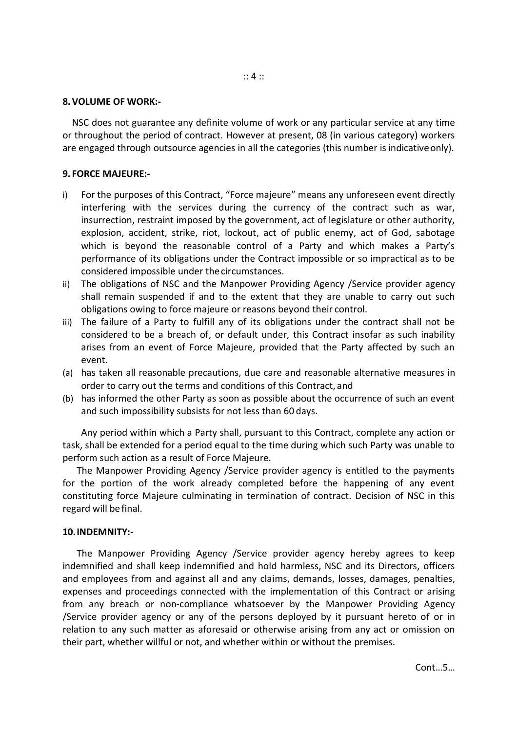**8. VOLUME OF WORK:-**

NSC does not guarantee any definite volume of work or any particular service at any time or throughout the period of contract. However at present, 08 (in various category) workers are engaged through outsource agencies in all the categories (this number is indicative only).

**9. FORCE MAJEURE:-**

i) For the purposes of this Contract, "Force majeure" means any unforeseen event directly interfering with the services during the currency of the contract such as war, insurrection, restraint imposed by the government, act of legislature or other authority, explosion, accident, strike, riot, lockout, act of public enemy, act of God, sabotage which is beyond the reasonable control of a Party and which makes a Party's performance of its obligations under the Contract impossible or so impractical as to be considered impossible under the circumstances.

ii) The obligations of NSC and the Manpower Providing Agency /Service provider agency shall remain suspended if and to the extent that they are unable to carry out such obligations owing to force majeure or reasons beyond their control.

iii) The failure of a Party to fulfill any of its obligations under the contract shall not be considered to be a breach of, or default under, this Contract insofar as such inability arises from an event of Force Majeure, provided that the Party affected by such an event.

(a) has taken all reasonable precautions, due care and reasonable alternative measures in order to carry out the terms and conditions of this Contract, and

(b) has informed the other Party as soon as possible about the occurrence of such an event and such impossibility subsists for not less than 60 days.

Any period within which a Party shall, pursuant to this Contract, complete any action or task, shall be extended for a period equal to the time during which such Party was unable to perform such action as a result of Force Majeure.

The Manpower Providing Agency /Service provider agency is entitled to the payments for the portion of the work already completed before the happening of any event constituting force Majeure culminating in termination of contract. Decision of NSC in this regard will be final.

**10. INDEMNITY:-**

The Manpower Providing Agency /Service provider agency hereby agrees to keep indemnified and shall keep indemnified and hold harmless, NSC and its Directors, officers and employees from and against all and any claims, demands, losses, damages, penalties, expenses and proceedings connected with the implementation of this Contract or arising from any breach or non-compliance whatsoever by the Manpower Providing Agency /Service provider agency or any of the persons deployed by it pursuant hereto of or in relation to any such matter as aforesaid or otherwise arising from any act or omission on their part, whether willful or not, and whether within or without the premises.

Cont…5…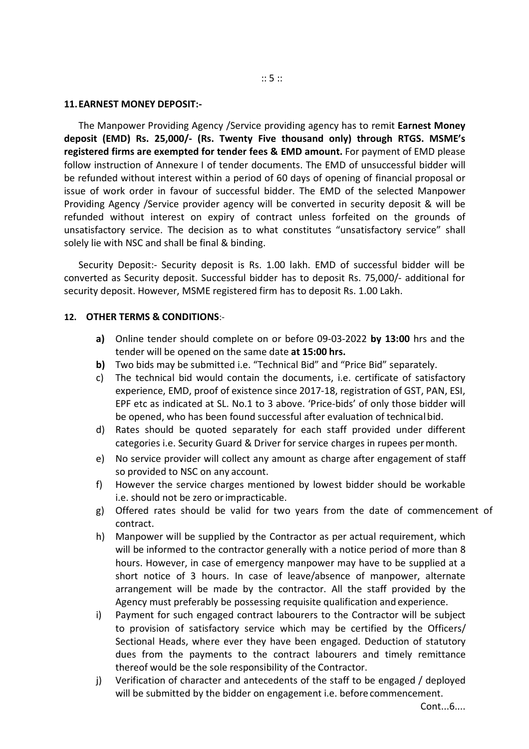## 11. EARNEST MONEY DEPOSIT:-

The Manpower Providing Agency /Service providing agency has to remit **Earnest Money deposit (EMD) Rs. 25,000/- (Rs. Twenty Five thousand only) through RTGS. MSME's registered firms are exempted for tender fees & EMD amount.** For payment of EMD please follow instruction of Annexure I of tender documents. The EMD of unsuccessful bidder will be refunded without interest within a period of 60 days of opening of financial proposal or issue of work order in favour of successful bidder. The EMD of the selected Manpower Providing Agency /Service provider agency will be converted in security deposit & will be refunded without interest on expiry of contract unless forfeited on the grounds of unsatisfactory service. The decision as to what constitutes "unsatisfactory service" shall solely lie with NSC and shall be final & binding.

Security Deposit:- Security deposit is Rs. 1.00 lakh. EMD of successful bidder will be converted as Security deposit. Successful bidder has to deposit Rs. 75,000/- additional for security deposit. However, MSME registered firm has to deposit Rs. 1.00 Lakh.

## 12. OTHER TERMS & CONDITIONS:-

- **a)** Online tender should complete on or before 09-03-2022 **by 13:00** hrs and the tender will be opened on the same date **at 15:00 hrs.**
- **b)** Two bids may be submitted i.e. "Technical Bid" and "Price Bid" separately.
- c) The technical bid would contain the documents, i.e. certificate of satisfactory experience, EMD, proof of existence since 2017-18, registration of GST, PAN, ESI, EPF etc as indicated at SL. No.1 to 3 above. 'Price-bids' of only those bidder will be opened, who has been found successful after evaluation of technical bid.
- d) Rates should be quoted separately for each staff provided under different categories i.e. Security Guard & Driver for service charges in rupees per month.
- e) No service provider will collect any amount as charge after engagement of staff so provided to NSC on any account.
- f) However the service charges mentioned by lowest bidder should be workable i.e. should not be zero or impracticable.
- g) Offered rates should be valid for two years from the date of commencement of contract.
- h) Manpower will be supplied by the Contractor as per actual requirement, which will be informed to the contractor generally with a notice period of more than 8 hours. However, in case of emergency manpower may have to be supplied at a short notice of 3 hours. In case of leave/absence of manpower, alternate arrangement will be made by the contractor. All the staff provided by the Agency must preferably be possessing requisite qualification and experience.
- i) Payment for such engaged contract labourers to the Contractor will be subject to provision of satisfactory service which may be certified by the Officers/ Sectional Heads, where ever they have been engaged. Deduction of statutory dues from the payments to the contract labourers and timely remittance thereof would be the sole responsibility of the Contractor.
- j) Verification of character and antecedents of the staff to be engaged / deployed will be submitted by the bidder on engagement i.e. before commencement.

Cont...6....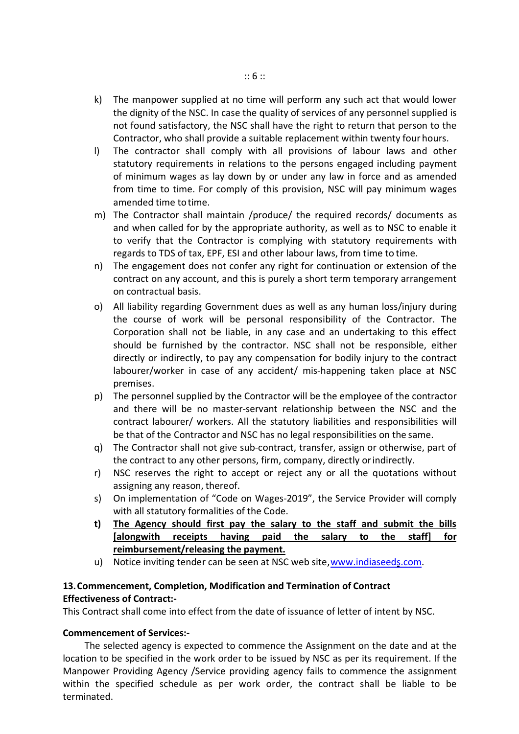k) The manpower supplied at no time will perform any such act that would lower the dignity of the NSC. In case the quality of services of any personnel supplied is not found satisfactory, the NSC shall have the right to return that person to the Contractor, who shall provide a suitable replacement within twenty four hours.

l) The contractor shall comply with all provisions of labour laws and other statutory requirements in relations to the persons engaged including payment of minimum wages as lay down by or under any law in force and as amended from time to time. For comply of this provision, NSC will pay minimum wages amended time to time.

m) The Contractor shall maintain /produce/ the required records/ documents as and when called for by the appropriate authority, as well as to NSC to enable it to verify that the Contractor is complying with statutory requirements with regards to TDS of tax, EPF, ESI and other labour laws, from time to time.

n) The engagement does not confer any right for continuation or extension of the contract on any account, and this is purely a short term temporary arrangement on contractual basis.

o) All liability regarding Government dues as well as any human loss/injury during the course of work will be personal responsibility of the Contractor. The Corporation shall not be liable, in any case and an undertaking to this effect should be furnished by the contractor. NSC shall not be responsible, either directly or indirectly, to pay any compensation for bodily injury to the contract labourer/worker in case of any accident/ mis-happening taken place at NSC premises.

p) The personnel supplied by the Contractor will be the employee of the contractor and there will be no master-servant relationship between the NSC and the contract labourer/ workers. All the statutory liabilities and responsibilities will be that of the Contractor and NSC has no legal responsibilities on the same.

q) The Contractor shall not give sub-contract, transfer, assign or otherwise, part of the contract to any other persons, firm, company, directly or indirectly.

r) NSC reserves the right to accept or reject any or all the quotations without assigning any reason, thereof.

s) On implementation of "Code on Wages-2019", the Service Provider will comply with all statutory formalities of the Code.

**t) <u>The Agency should first pay the salary to the staff and submit the bills [alongwith receipts having paid the salary to the staff] for reimbursement/releasing the payment.</u>**

u) Notice inviting tender can be seen at NSC web site, www.indiaseeds.com.

## 13. Commencement, Completion, Modification and Termination of Contract

**Effectiveness of Contract:-**

This Contract shall come into effect from the date of issuance of letter of intent by NSC.

**Commencement of Services:-**

The selected agency is expected to commence the Assignment on the date and at the location to be specified in the work order to be issued by NSC as per its requirement. If the Manpower Providing Agency /Service providing agency fails to commence the assignment within the specified schedule as per work order, the contract shall be liable to be terminated.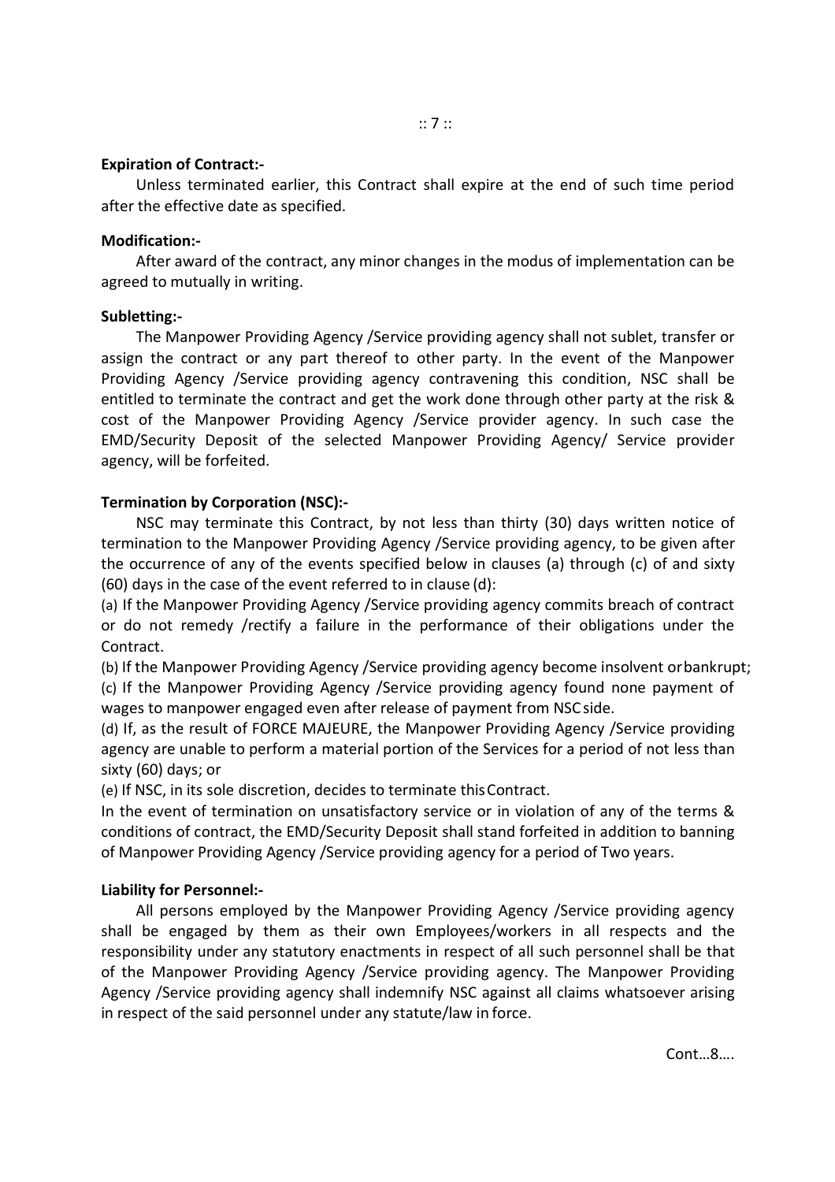**Expiration of Contract:-**

Unless terminated earlier, this Contract shall expire at the end of such time period after the effective date as specified.

**Modification:-**

After award of the contract, any minor changes in the modus of implementation can be agreed to mutually in writing.

**Subletting:-**

The Manpower Providing Agency /Service providing agency shall not sublet, transfer or assign the contract or any part thereof to other party. In the event of the Manpower Providing Agency /Service providing agency contravening this condition, NSC shall be entitled to terminate the contract and get the work done through other party at the risk & cost of the Manpower Providing Agency /Service provider agency. In such case the EMD/Security Deposit of the selected Manpower Providing Agency/ Service provider agency, will be forfeited.

**Termination by Corporation (NSC):-**

NSC may terminate this Contract, by not less than thirty (30) days written notice of termination to the Manpower Providing Agency /Service providing agency, to be given after the occurrence of any of the events specified below in clauses (a) through (c) of and sixty (60) days in the case of the event referred to in clause (d):

(a) If the Manpower Providing Agency /Service providing agency commits breach of contract or do not remedy /rectify a failure in the performance of their obligations under the Contract.

(b) If the Manpower Providing Agency /Service providing agency become insolvent or bankrupt;

(c) If the Manpower Providing Agency /Service providing agency found none payment of wages to manpower engaged even after release of payment from NSC side.

(d) If, as the result of FORCE MAJEURE, the Manpower Providing Agency /Service providing agency are unable to perform a material portion of the Services for a period of not less than sixty (60) days; or

(e) If NSC, in its sole discretion, decides to terminate this Contract.

In the event of termination on unsatisfactory service or in violation of any of the terms & conditions of contract, the EMD/Security Deposit shall stand forfeited in addition to banning of Manpower Providing Agency /Service providing agency for a period of Two years.

**Liability for Personnel:-**

All persons employed by the Manpower Providing Agency /Service providing agency shall be engaged by them as their own Employees/workers in all respects and the responsibility under any statutory enactments in respect of all such personnel shall be that of the Manpower Providing Agency /Service providing agency. The Manpower Providing Agency /Service providing agency shall indemnify NSC against all claims whatsoever arising in respect of the said personnel under any statute/law in force.

Cont…8….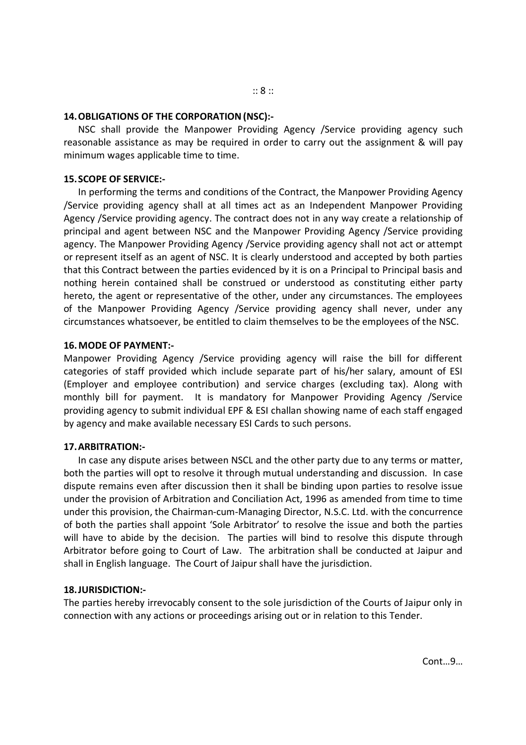**14. OBLIGATIONS OF THE CORPORATION (NSC):-**

NSC shall provide the Manpower Providing Agency /Service providing agency such reasonable assistance as may be required in order to carry out the assignment & will pay minimum wages applicable time to time.

**15. SCOPE OF SERVICE:-**

In performing the terms and conditions of the Contract, the Manpower Providing Agency /Service providing agency shall at all times act as an Independent Manpower Providing Agency /Service providing agency. The contract does not in any way create a relationship of principal and agent between NSC and the Manpower Providing Agency /Service providing agency. The Manpower Providing Agency /Service providing agency shall not act or attempt or represent itself as an agent of NSC. It is clearly understood and accepted by both parties that this Contract between the parties evidenced by it is on a Principal to Principal basis and nothing herein contained shall be construed or understood as constituting either party hereto, the agent or representative of the other, under any circumstances. The employees of the Manpower Providing Agency /Service providing agency shall never, under any circumstances whatsoever, be entitled to claim themselves to be the employees of the NSC.

**16. MODE OF PAYMENT:-**

Manpower Providing Agency /Service providing agency will raise the bill for different categories of staff provided which include separate part of his/her salary, amount of ESI (Employer and employee contribution) and service charges (excluding tax). Along with monthly bill for payment. It is mandatory for Manpower Providing Agency /Service providing agency to submit individual EPF & ESI challan showing name of each staff engaged by agency and make available necessary ESI Cards to such persons.

**17. ARBITRATION:-**

In case any dispute arises between NSCL and the other party due to any terms or matter, both the parties will opt to resolve it through mutual understanding and discussion. In case dispute remains even after discussion then it shall be binding upon parties to resolve issue under the provision of Arbitration and Conciliation Act, 1996 as amended from time to time under this provision, the Chairman-cum-Managing Director, N.S.C. Ltd. with the concurrence of both the parties shall appoint 'Sole Arbitrator' to resolve the issue and both the parties will have to abide by the decision. The parties will bind to resolve this dispute through Arbitrator before going to Court of Law. The arbitration shall be conducted at Jaipur and shall in English language. The Court of Jaipur shall have the jurisdiction.

**18. JURISDICTION:-**

The parties hereby irrevocably consent to the sole jurisdiction of the Courts of Jaipur only in connection with any actions or proceedings arising out or in relation to this Tender.

Cont…9…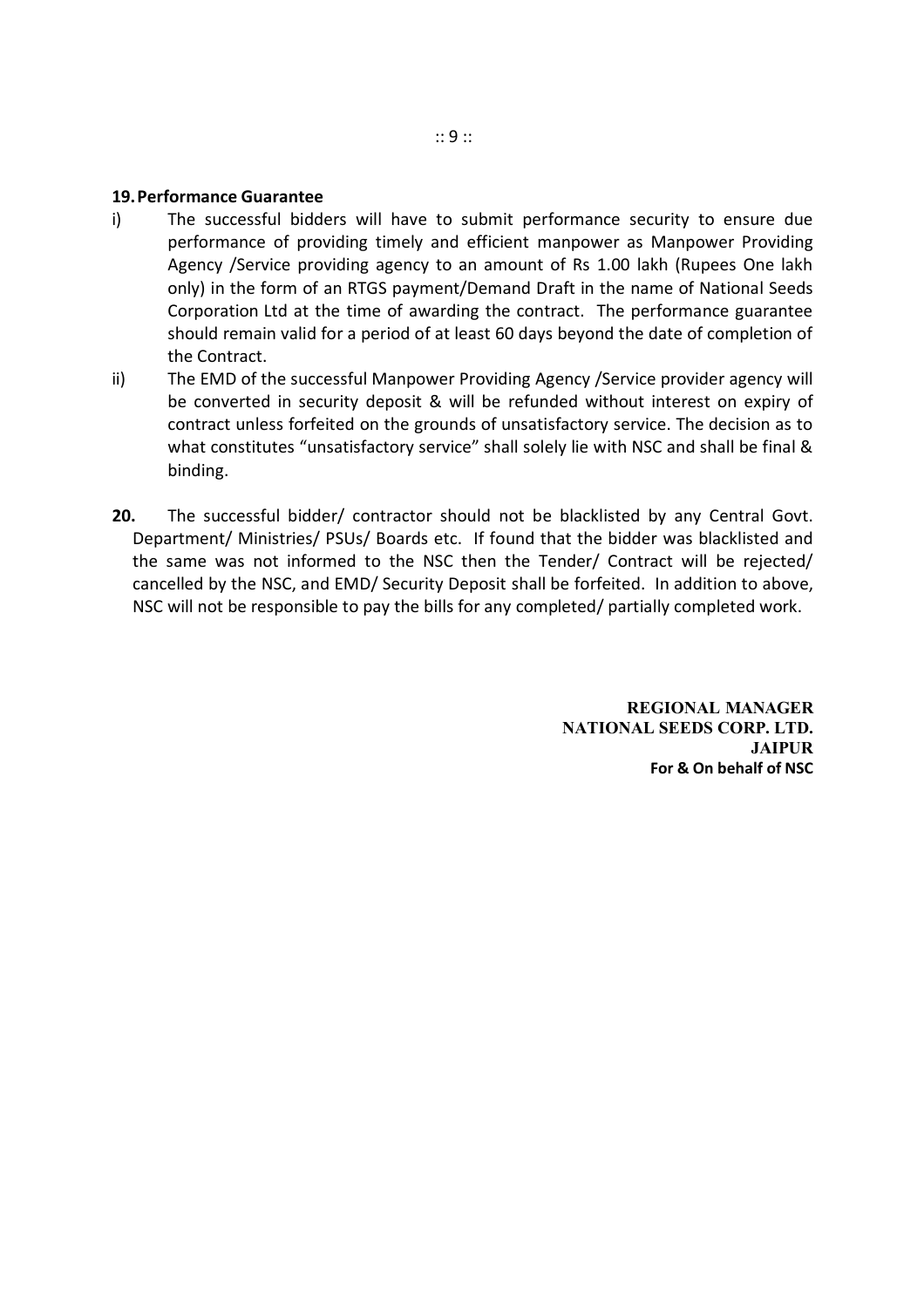**19. Performance Guarantee**

i) The successful bidders will have to submit performance security to ensure due performance of providing timely and efficient manpower as Manpower Providing Agency /Service providing agency to an amount of Rs 1.00 lakh (Rupees One lakh only) in the form of an RTGS payment/Demand Draft in the name of National Seeds Corporation Ltd at the time of awarding the contract. The performance guarantee should remain valid for a period of at least 60 days beyond the date of completion of the Contract.

ii) The EMD of the successful Manpower Providing Agency /Service provider agency will be converted in security deposit & will be refunded without interest on expiry of contract unless forfeited on the grounds of unsatisfactory service. The decision as to what constitutes "unsatisfactory service" shall solely lie with NSC and shall be final & binding.

**20.** The successful bidder/ contractor should not be blacklisted by any Central Govt. Department/ Ministries/ PSUs/ Boards etc. If found that the bidder was blacklisted and the same was not informed to the NSC then the Tender/ Contract will be rejected/ cancelled by the NSC, and EMD/ Security Deposit shall be forfeited. In addition to above, NSC will not be responsible to pay the bills for any completed/ partially completed work.

**REGIONAL MANAGER**
**NATIONAL SEEDS CORP. LTD.**
**JAIPUR**
**For & On behalf of NSC**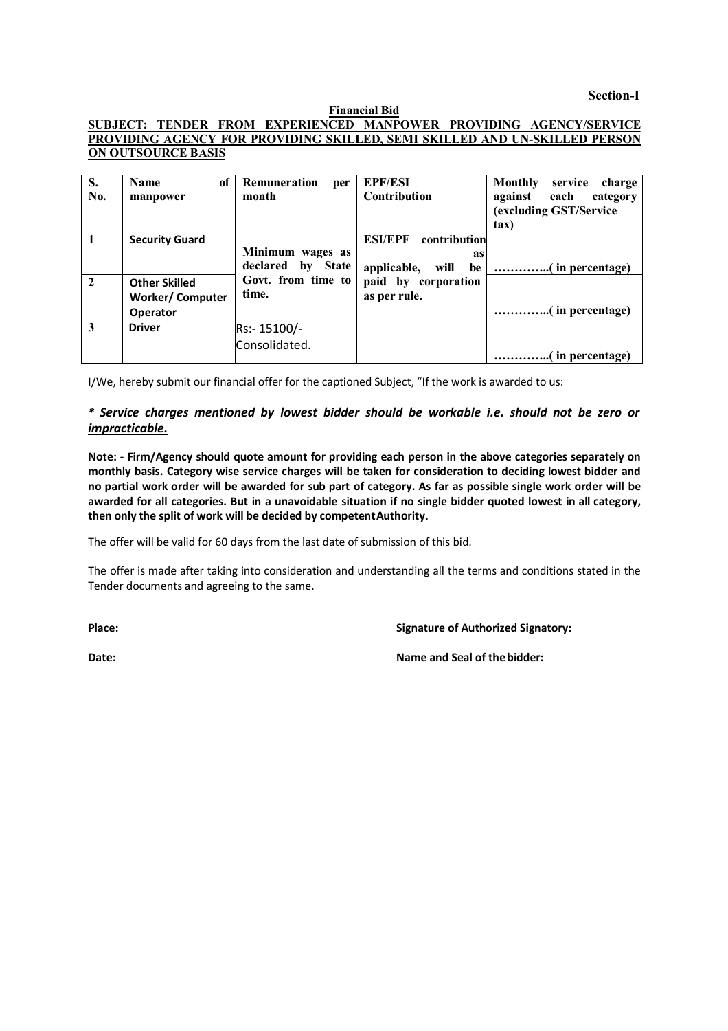**Section-I**

**Financial Bid**

**SUBJECT: TENDER FROM EXPERIENCED MANPOWER PROVIDING AGENCY/SERVICE PROVIDING AGENCY FOR PROVIDING SKILLED, SEMI SKILLED AND UN-SKILLED PERSON ON OUTSOURCE BASIS**

| S. No. | Name of manpower | Remuneration per month | EPF/ESI Contribution | Monthly service charge against each category (excluding GST/Service tax) |
|---|---|---|---|---|
| 1 | **Security Guard** | Minimum wages as declared by State Govt. from time to time. | ESI/EPF contribution as applicable, will be paid by corporation as per rule. | …………..( in percentage) |
| 2 | **Other Skilled Worker/ Computer Operator** | | | …………..( in percentage) |
| 3 | **Driver** | Rs:- 15100/- Consolidated. | | …………..( in percentage) |

I/We, hereby submit our financial offer for the captioned Subject, "If the work is awarded to us:

***\* Service charges mentioned by lowest bidder should be workable i.e. should not be zero or impracticable.***

**Note: - Firm/Agency should quote amount for providing each person in the above categories separately on monthly basis. Category wise service charges will be taken for consideration to deciding lowest bidder and no partial work order will be awarded for sub part of category. As far as possible single work order will be awarded for all categories. But in a unavoidable situation if no single bidder quoted lowest in all category, then only the split of work will be decided by competent Authority.**

The offer will be valid for 60 days from the last date of submission of this bid.

The offer is made after taking into consideration and understanding all the terms and conditions stated in the Tender documents and agreeing to the same.

**Place:** **Signature of Authorized Signatory:**

**Date:** **Name and Seal of the bidder:**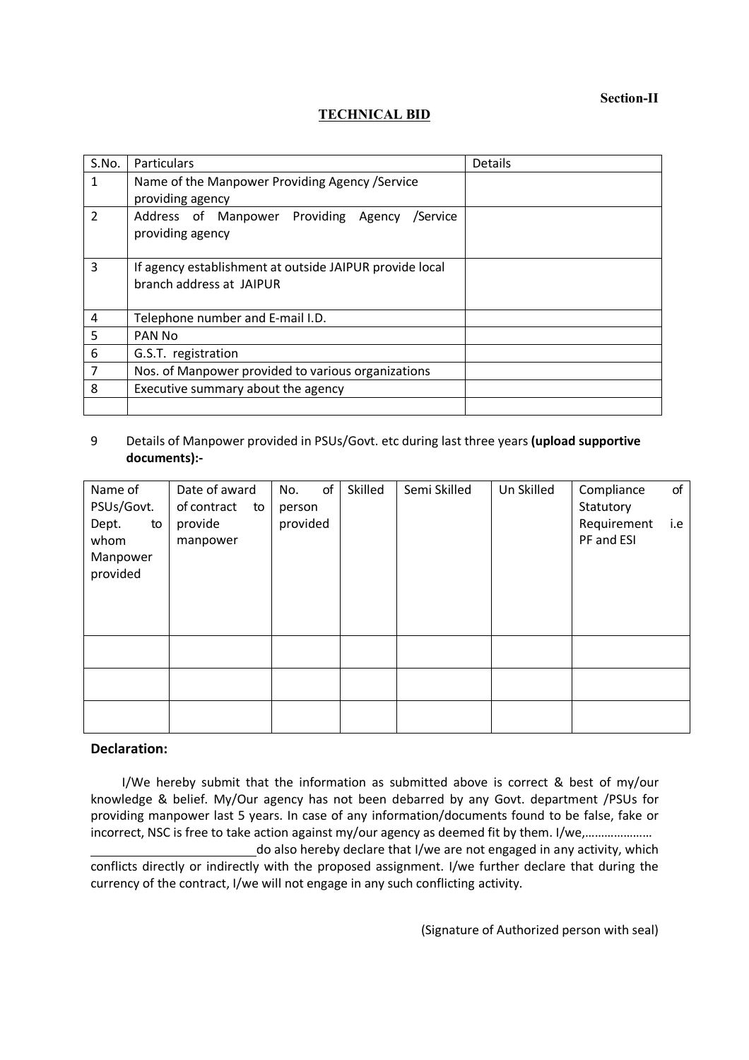**Section-II**

**TECHNICAL BID**

| S.No. | Particulars | Details |
|---|---|---|
| 1 | Name of the Manpower Providing Agency /Service providing agency | |
| 2 | Address of Manpower Providing Agency /Service providing agency | |
| 3 | If agency establishment at outside JAIPUR provide local branch address at JAIPUR | |
| 4 | Telephone number and E-mail I.D. | |
| 5 | PAN No | |
| 6 | G.S.T. registration | |
| 7 | Nos. of Manpower provided to various organizations | |
| 8 | Executive summary about the agency | |
| | | |

9 Details of Manpower provided in PSUs/Govt. etc during last three years **(upload supportive documents):-**

| Name of PSUs/Govt. Dept. to whom Manpower provided | Date of award of contract to provide manpower | No. of person provided | Skilled | Semi Skilled | Un Skilled | Compliance of Statutory Requirement i.e PF and ESI |
|---|---|---|---|---|---|---|
| | | | | | | |
| | | | | | | |
| | | | | | | |

**Declaration:**

I/We hereby submit that the information as submitted above is correct & best of my/our knowledge & belief. My/Our agency has not been debarred by any Govt. department /PSUs for providing manpower last 5 years. In case of any information/documents found to be false, fake or incorrect, NSC is free to take action against my/our agency as deemed fit by them. I/we,…………………

____________________do also hereby declare that I/we are not engaged in any activity, which conflicts directly or indirectly with the proposed assignment. I/we further declare that during the currency of the contract, I/we will not engage in any such conflicting activity.

(Signature of Authorized person with seal)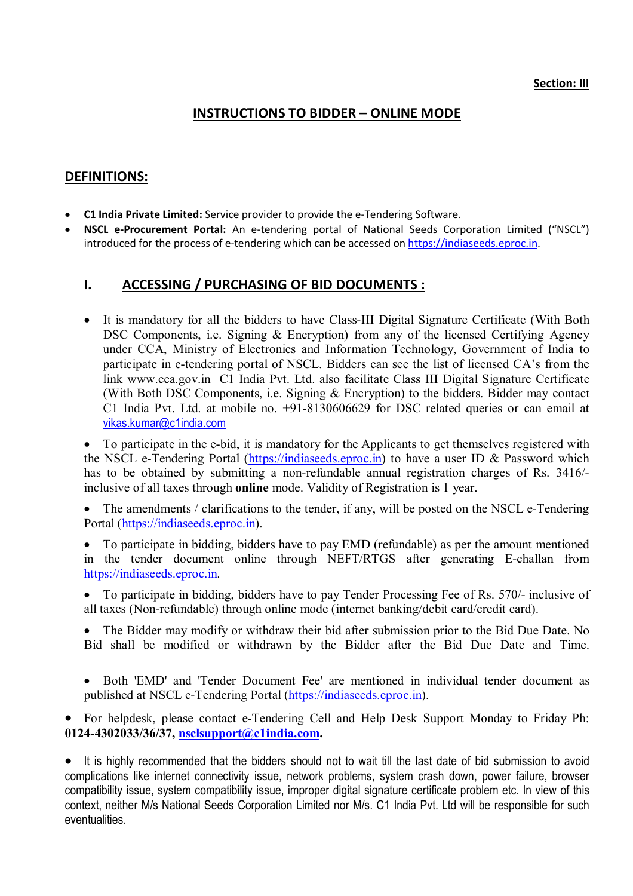**Section: III**

# INSTRUCTIONS TO BIDDER – ONLINE MODE

## DEFINITIONS:

- **C1 India Private Limited:** Service provider to provide the e-Tendering Software.
- **NSCL e-Procurement Portal:** An e-tendering portal of National Seeds Corporation Limited ("NSCL") introduced for the process of e-tendering which can be accessed on https://indiaseeds.eproc.in.

## I. ACCESSING / PURCHASING OF BID DOCUMENTS :

- It is mandatory for all the bidders to have Class-III Digital Signature Certificate (With Both DSC Components, i.e. Signing & Encryption) from any of the licensed Certifying Agency under CCA, Ministry of Electronics and Information Technology, Government of India to participate in e-tendering portal of NSCL. Bidders can see the list of licensed CA's from the link www.cca.gov.in C1 India Pvt. Ltd. also facilitate Class III Digital Signature Certificate (With Both DSC Components, i.e. Signing & Encryption) to the bidders. Bidder may contact C1 India Pvt. Ltd. at mobile no. +91-8130606629 for DSC related queries or can email at vikas.kumar@c1india.com

- To participate in the e-bid, it is mandatory for the Applicants to get themselves registered with the NSCL e-Tendering Portal (https://indiaseeds.eproc.in) to have a user ID & Password which has to be obtained by submitting a non-refundable annual registration charges of Rs. 3416/- inclusive of all taxes through **online** mode. Validity of Registration is 1 year.

- The amendments / clarifications to the tender, if any, will be posted on the NSCL e-Tendering Portal (https://indiaseeds.eproc.in).

- To participate in bidding, bidders have to pay EMD (refundable) as per the amount mentioned in the tender document online through NEFT/RTGS after generating E-challan from https://indiaseeds.eproc.in.

- To participate in bidding, bidders have to pay Tender Processing Fee of Rs. 570/- inclusive of all taxes (Non-refundable) through online mode (internet banking/debit card/credit card).

- The Bidder may modify or withdraw their bid after submission prior to the Bid Due Date. No Bid shall be modified or withdrawn by the Bidder after the Bid Due Date and Time.

- Both 'EMD' and 'Tender Document Fee' are mentioned in individual tender document as published at NSCL e-Tendering Portal (https://indiaseeds.eproc.in).

- For helpdesk, please contact e-Tendering Cell and Help Desk Support Monday to Friday Ph: **0124-4302033/36/37, nsclsupport@c1india.com.**

- It is highly recommended that the bidders should not to wait till the last date of bid submission to avoid complications like internet connectivity issue, network problems, system crash down, power failure, browser compatibility issue, system compatibility issue, improper digital signature certificate problem etc. In view of this context, neither M/s National Seeds Corporation Limited nor M/s. C1 India Pvt. Ltd will be responsible for such eventualities.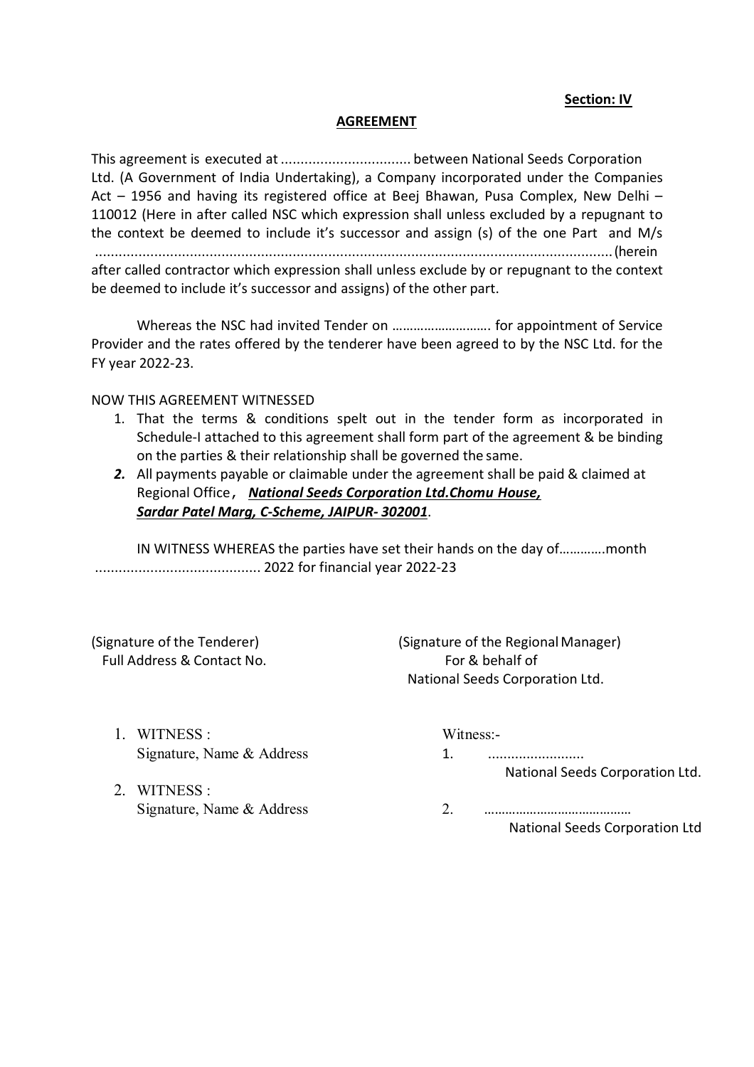**Section: IV**

**AGREEMENT**

This agreement is executed at ................................ between National Seeds Corporation Ltd. (A Government of India Undertaking), a Company incorporated under the Companies Act – 1956 and having its registered office at Beej Bhawan, Pusa Complex, New Delhi – 110012 (Here in after called NSC which expression shall unless excluded by a repugnant to the context be deemed to include it's successor and assign (s) of the one Part and M/s .................................................................................................................................(herein after called contractor which expression shall unless exclude by or repugnant to the context be deemed to include it's successor and assigns) of the other part.

Whereas the NSC had invited Tender on ………………………. for appointment of Service Provider and the rates offered by the tenderer have been agreed to by the NSC Ltd. for the FY year 2022-23.

NOW THIS AGREEMENT WITNESSED

1. That the terms & conditions spelt out in the tender form as incorporated in Schedule-I attached to this agreement shall form part of the agreement & be binding on the parties & their relationship shall be governed the same.
2. All payments payable or claimable under the agreement shall be paid & claimed at Regional Office, ***National Seeds Corporation Ltd.Chomu House, Sardar Patel Marg, C-Scheme, JAIPUR- 302001***.

IN WITNESS WHEREAS the parties have set their hands on the day of…………month .......................................... 2022 for financial year 2022-23

(Signature of the Tenderer)
Full Address & Contact No.

(Signature of the Regional Manager)
For & behalf of
National Seeds Corporation Ltd.

1. WITNESS :
   Signature, Name & Address
2. WITNESS :
   Signature, Name & Address

Witness:-

1. .........................
   National Seeds Corporation Ltd.
2. …………………………………
   National Seeds Corporation Ltd